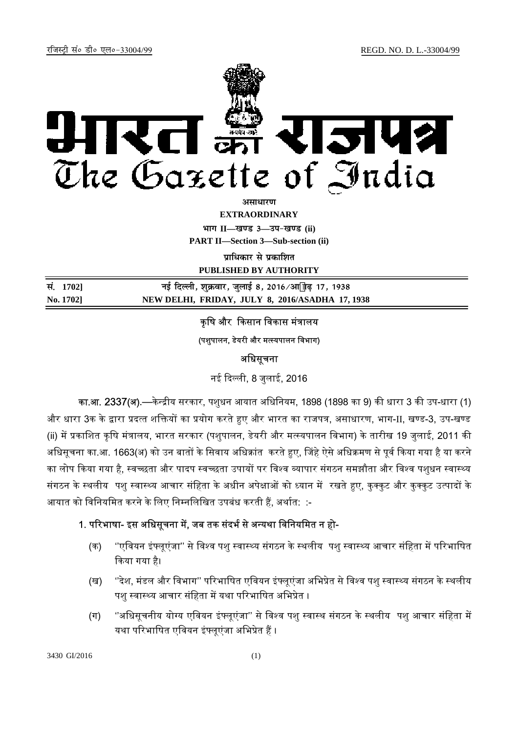रजिस्ट्री सं० डी० एल०-33004/99 REGD. NO. D. L.-33004/99

# भारत का राजपत्र
# The Gazette of India

**असाधारण**
**EXTRAORDINARY**

**भाग II—खण्ड 3—उप-खण्ड (ii)**
**PART II—Section 3—Sub-section (ii)**

**प्राधिकार से प्रकाशित**
**PUBLISHED BY AUTHORITY**

| | |
|---|---|
| **सं. 1702]** | **नई दिल्ली, शुक्रवार, जुलाई 8, 2016/आषाढ़ 17, 1938** |
| **No. 1702]** | **NEW DELHI, FRIDAY, JULY 8, 2016/ASADHA 17, 1938** |

## कृषि और किसान विकास मंत्रालय

(पशुपालन, डेयरी और मत्स्यपालन विभाग)

### अधिसूचना

नई दिल्ली, 8 जुलाई, 2016

**का.आ. 2337(अ).**—केन्द्रीय सरकार, पशुधन आयात अधिनियम, 1898 (1898 का 9) की धारा 3 की उप-धारा (1) और धारा 3क के द्वारा प्रदत्त शक्तियों का प्रयोग करते हुए और भारत का राजपत्र, असाधारण, भाग-II, खण्ड-3, उप-खण्ड (ii) में प्रकाशित कृषि मंत्रालय, भारत सरकार (पशुपालन, डेयरी और मत्स्यपालन विभाग) के तारीख 19 जुलाई, 2011 की अधिसूचना का.आ. 1663(अ) को उन बातों के सिवाय अधिक्रांत करते हुए, जिंहे ऐसे अधिक्रमण से पूर्व किया गया है या करने का लोप किया गया है, स्वच्छता और पादप स्वच्छता उपायों पर विश्व व्यापार संगठन समझौता और विश्व पशुधन स्वास्थ्य संगठन के स्थलीय पशु स्वास्थ्य आचार संहिता के अधीन अपेक्षाओं को ध्यान में रखते हुए, कुक्कुट और कुक्कुट उत्पादों के आयात को विनियमित करने के लिए निम्नलिखित उपबंध करती हैं, अर्थात: :-

1. परिभाषा- इस अधिसूचना में, जब तक संदर्भ से अन्यथा विनियमित न हो-

   (क) "एवियन इंफ्लूएंजा" से विश्व पशु स्वास्थ्य संगठन के स्थलीय पशु स्वास्थ्य आचार संहिता में परिभाषित किया गया है।

   (ख) "देश, मंडल और विभाग" परिभाषित एवियन इंफ्लूएंजा अभिप्रेत से विश्व पशु स्वास्थ्य संगठन के स्थलीय पशु स्वास्थ्य आचार संहिता में यथा परिभाषित अभिप्रेत।

   (ग) "अधिसूचनीय योग्य एवियन इंफ्लूएंजा" से विश्व पशु स्वास्थ संगठन के स्थलीय पशु आचार संहिता में यथा परिभाषित एवियन इंफ्लूएंजा अभिप्रेत हैं।

3430 GI/2016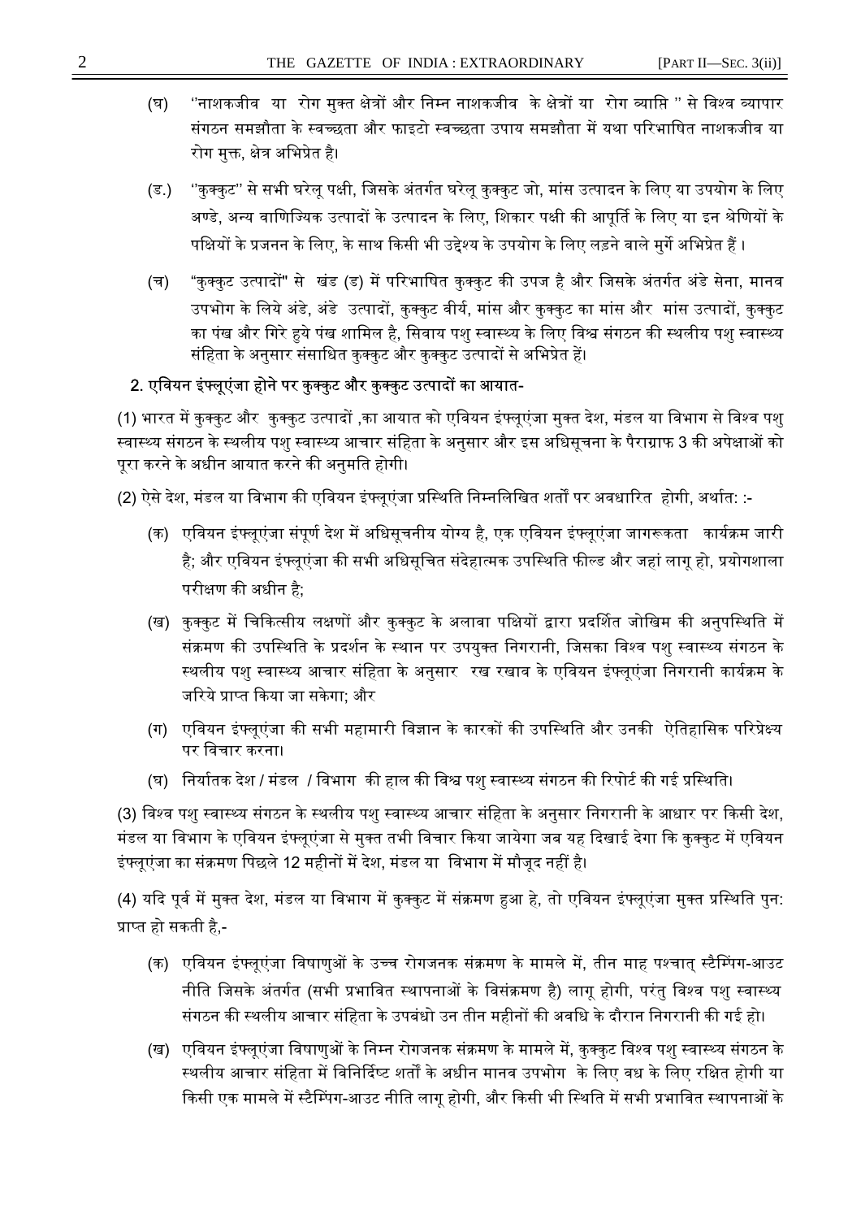(घ) ''नाशकजीव या रोग मुक्त क्षेत्रों और निम्न नाशकजीव के क्षेत्रों या रोग व्याप्ति " से विश्व व्यापार संगठन समझौता के स्वच्छता और फाइटो स्वच्छता उपाय समझौता में यथा परिभाषित नाशकजीव या रोग मुक्त, क्षेत्र अभिप्रेत है।

(ड.) ''कुक्कुट'' से सभी घरेलू पक्षी, जिसके अंतर्गत घरेलू कुक्कुट जो, मांस उत्पादन के लिए या उपयोग के लिए अण्डे, अन्य वाणिज्यिक उत्पादों के उत्पादन के लिए, शिकार पक्षी की आपूर्ति के लिए या इन श्रेणियों के पक्षियों के प्रजनन के लिए, के साथ किसी भी उद्देश्य के उपयोग के लिए लड़ने वाले मुर्गे अभिप्रेत हैं ।

(च) "कुक्कुट उत्पादों" से खंड (ड) में परिभाषित कुक्कुट की उपज है और जिसके अंतर्गत अंडे सेना, मानव उपभोग के लिये अंडे, अंडे उत्पादों, कुक्कुट वीर्य, मांस और कुक्कुट का मांस और मांस उत्पादों, कुक्कुट का पंख और गिरे हुये पंख शामिल है, सिवाय पशु स्वास्थ्य के लिए विश्व संगठन की स्थलीय पशु स्वास्थ्य संहिता के अनुसार संसाधित कुक्कुट और कुक्कुट उत्पादों से अभिप्रेत हें।

**2. एवियन इंफ्लूएंजा होने पर कुक्कुट और कुक्कुट उत्पादों का आयात-**

(1) भारत में कुक्कुट और कुक्कुट उत्पादों ,का आयात को एवियन इंफ्लूएंजा मुक्त देश, मंडल या विभाग से विश्व पशु स्वास्थ्य संगठन के स्थलीय पशु स्वास्थ्य आचार संहिता के अनुसार और इस अधिसूचना के पैराग्राफ 3 की अपेक्षाओं को पूरा करने के अधीन आयात करने की अनुमति होगी।

(2) ऐसे देश, मंडल या विभाग की एवियन इंफ्लूएंजा प्रस्थिति निम्नलिखित शर्तों पर अवधारित होगी, अर्थात: :-

(क) एवियन इंफ्लूएंजा संपूर्ण देश में अधिसूचनीय योग्य है, एक एवियन इंफ्लूएंजा जागरूकता कार्यक्रम जारी है; और एवियन इंफ्लूएंजा की सभी अधिसूचित संदेहात्मक उपस्थिति फील्ड और जहां लागू हो, प्रयोगशाला परीक्षण की अधीन है;

(ख) कुक्कुट में चिकित्सीय लक्षणों और कुक्कुट के अलावा पक्षियों द्वारा प्रदर्शित जोखिम की अनुपस्थिति में संक्रमण की उपस्थिति के प्रदर्शन के स्थान पर उपयुक्त निगरानी, जिसका विश्व पशु स्वास्थ्य संगठन के स्थलीय पशु स्वास्थ्य आचार संहिता के अनुसार रख रखाव के एवियन इंफ्लूएंजा निगरानी कार्यक्रम के जरिये प्राप्त किया जा सकेगा; और

(ग) एवियन इंफ्लूएंजा की सभी महामारी विज्ञान के कारकों की उपस्थिति और उनकी ऐतिहासिक परिप्रेक्ष्य पर विचार करना।

(घ) निर्यातक देश / मंडल / विभाग की हाल की विश्व पशु स्वास्थ्य संगठन की रिपोर्ट की गई प्रस्थिति।

(3) विश्व पशु स्वास्थ्य संगठन के स्थलीय पशु स्वास्थ्य आचार संहिता के अनुसार निगरानी के आधार पर किसी देश, मंडल या विभाग के एवियन इंफ्लूएंजा से मुक्त तभी विचार किया जायेगा जब यह दिखाई देगा कि कुक्कुट में एवियन इंफ्लूएंजा का संक्रमण पिछले 12 महीनों में देश, मंडल या विभाग में मौजूद नहीं है।

(4) यदि पूर्व में मुक्त देश, मंडल या विभाग में कुक्कुट में संक्रमण हुआ हे, तो एवियन इंफ्लूएंजा मुक्त प्रस्थिति पुन: प्राप्त हो सकती है,-

(क) एवियन इंफ्लूएंजा विषाणुओं के उच्च रोगजनक संक्रमण के मामले में, तीन माह पश्चात् स्टैम्पिंग-आउट नीति जिसके अंतर्गत (सभी प्रभावित स्थापनाओं के विसंक्रमण है) लागू होगी, परंतु विश्व पशु स्वास्थ्य संगठन की स्थलीय आचार संहिता के उपबंधो उन तीन महीनों की अवधि के दौरान निगरानी की गई हो।

(ख) एवियन इंफ्लूएंजा विषाणुओं के निम्न रोगजनक संक्रमण के मामले में, कुक्कुट विश्व पशु स्वास्थ्य संगठन के स्थलीय आचार संहिता में विनिर्दिष्ट शर्तों के अधीन मानव उपभोग के लिए वध के लिए रक्षित होगी या किसी एक मामले में स्टैम्पिंग-आउट नीति लागू होगी, और किसी भी स्थिति में सभी प्रभावित स्थापनाओं के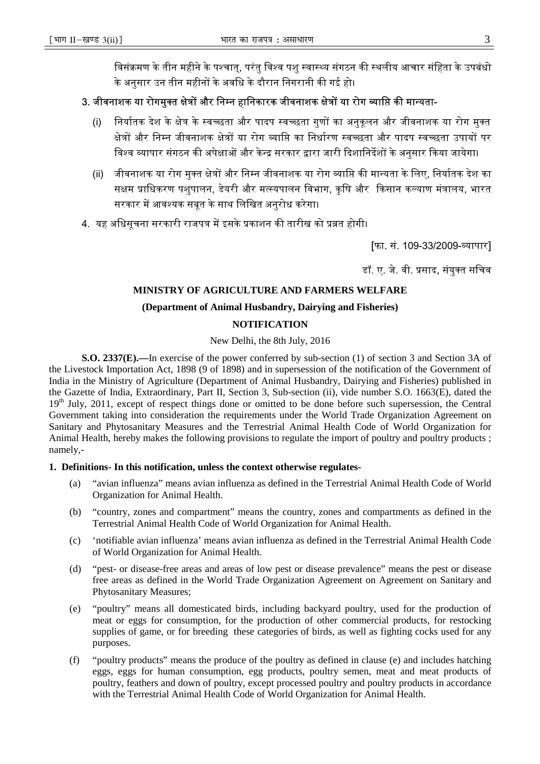विसंक्रमण के तीन महीने के पश्चात्, परंतु विश्व पशु स्वास्थ्य संगठन की स्थलीय आचार संहिता के उपबंधो के अनुसार उन तीन महीनों के अवधि के दौरान निगरानी की गई हो।

**3. जीवनाशक या रोगमुक्त क्षेत्रों और निम्न हानिकारक जीवनाशक क्षेत्रों या रोग व्याप्ति की मान्यता-**

(i) निर्यातक देश के क्षेत्र के स्वच्छता और पादप स्वच्छता गुणों का अनुकूलन और जीवनाशक या रोग मुक्त क्षेत्रों और निम्न जीवनाशक क्षेत्रों या रोग व्याप्ति का निर्धारण स्वच्छता और पादप स्वच्छता उपायों पर विश्व व्यापार संगठन की अपेक्षाओं और केन्द्र सरकार द्वारा जारी दिशानिर्देशों के अनुसार किया जायेगा।

(ii) जीवनाशक या रोग मुक्त क्षेत्रों और निम्न जीवनाशक या रोग व्याप्ति की मान्यता के लिए, निर्यातक देश का सक्षम प्राधिकरण पशुपालन, डेयरी और मत्स्यपालन विभाग, कृषि और किसान कल्याण मंत्रालय, भारत सरकार में आवश्यक सबूत के साथ लिखित अनुरोध करेगा।

4. यह अधिसूचना सरकारी राजपत्र में इसके प्रकाशन की तारीख को प्रव्रत होगी।

[फा. सं. 109-33/2009-व्यापार]

डॉ. ए. जे. वी. प्रसाद, संयुक्त सचिव

## MINISTRY OF AGRICULTURE AND FARMERS WELFARE

### (Department of Animal Husbandry, Dairying and Fisheries)

### NOTIFICATION

New Delhi, the 8th July, 2016

**S.O. 2337(E).—**In exercise of the power conferred by sub-section (1) of section 3 and Section 3A of the Livestock Importation Act, 1898 (9 of 1898) and in supersession of the notification of the Government of India in the Ministry of Agriculture (Department of Animal Husbandry, Dairying and Fisheries) published in the Gazette of India, Extraordinary, Part II, Section 3, Sub-section (ii), vide number S.O. 1663(E), dated the 19th July, 2011, except of respect things done or omitted to be done before such supersession, the Central Government taking into consideration the requirements under the World Trade Organization Agreement on Sanitary and Phytosanitary Measures and the Terrestrial Animal Health Code of World Organization for Animal Health, hereby makes the following provisions to regulate the import of poultry and poultry products ; namely,-

**1. Definitions- In this notification, unless the context otherwise regulates-**

(a) "avian influenza" means avian influenza as defined in the Terrestrial Animal Health Code of World Organization for Animal Health.

(b) "country, zones and compartment" means the country, zones and compartments as defined in the Terrestrial Animal Health Code of World Organization for Animal Health.

(c) 'notifiable avian influenza' means avian influenza as defined in the Terrestrial Animal Health Code of World Organization for Animal Health.

(d) "pest- or disease-free areas and areas of low pest or disease prevalence" means the pest or disease free areas as defined in the World Trade Organization Agreement on Agreement on Sanitary and Phytosanitary Measures;

(e) "poultry" means all domesticated birds, including backyard poultry, used for the production of meat or eggs for consumption, for the production of other commercial products, for restocking supplies of game, or for breeding these categories of birds, as well as fighting cocks used for any purposes.

(f) "poultry products" means the produce of the poultry as defined in clause (e) and includes hatching eggs, eggs for human consumption, egg products, poultry semen, meat and meat products of poultry, feathers and down of poultry, except processed poultry and poultry products in accordance with the Terrestrial Animal Health Code of World Organization for Animal Health.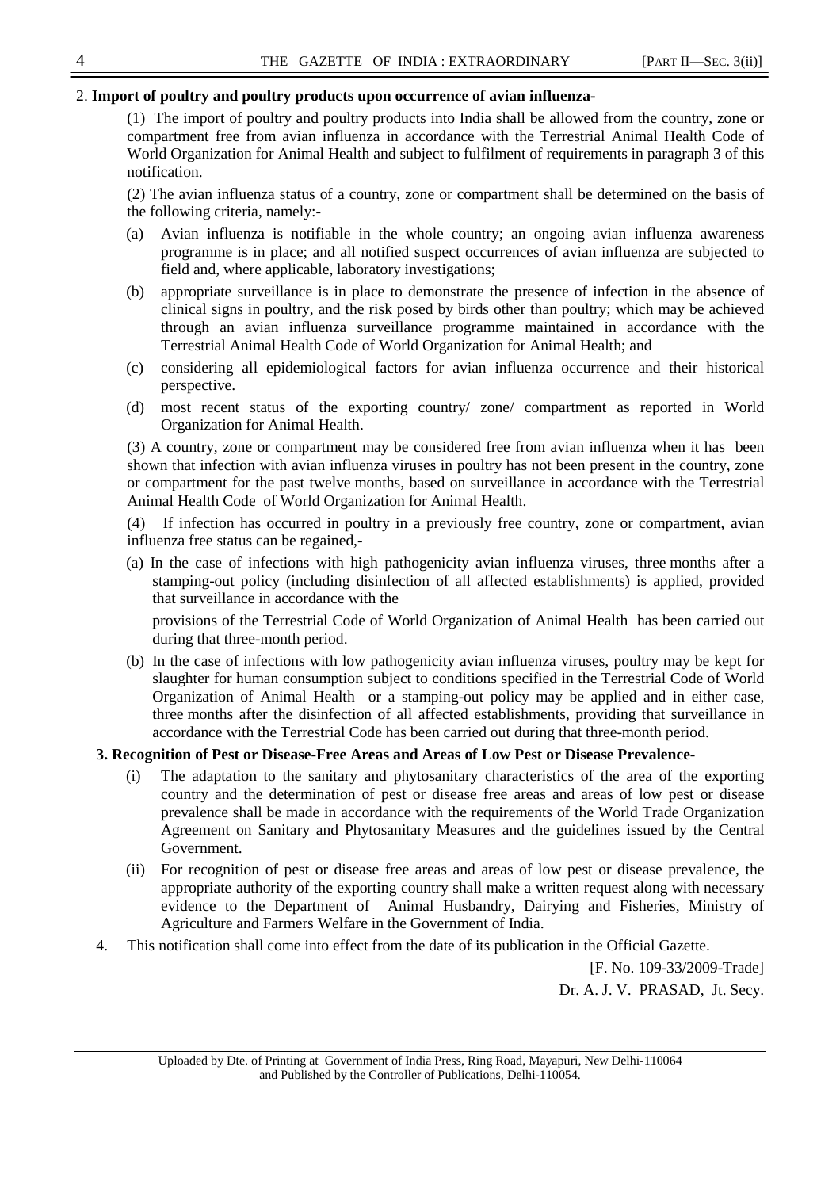2. **Import of poultry and poultry products upon occurrence of avian influenza-**

(1) The import of poultry and poultry products into India shall be allowed from the country, zone or compartment free from avian influenza in accordance with the Terrestrial Animal Health Code of World Organization for Animal Health and subject to fulfilment of requirements in paragraph 3 of this notification.

(2) The avian influenza status of a country, zone or compartment shall be determined on the basis of the following criteria, namely:-

(a) Avian influenza is notifiable in the whole country; an ongoing avian influenza awareness programme is in place; and all notified suspect occurrences of avian influenza are subjected to field and, where applicable, laboratory investigations;

(b) appropriate surveillance is in place to demonstrate the presence of infection in the absence of clinical signs in poultry, and the risk posed by birds other than poultry; which may be achieved through an avian influenza surveillance programme maintained in accordance with the Terrestrial Animal Health Code of World Organization for Animal Health; and

(c) considering all epidemiological factors for avian influenza occurrence and their historical perspective.

(d) most recent status of the exporting country/ zone/ compartment as reported in World Organization for Animal Health.

(3) A country, zone or compartment may be considered free from avian influenza when it has been shown that infection with avian influenza viruses in poultry has not been present in the country, zone or compartment for the past twelve months, based on surveillance in accordance with the Terrestrial Animal Health Code of World Organization for Animal Health.

(4) If infection has occurred in poultry in a previously free country, zone or compartment, avian influenza free status can be regained,-

(a) In the case of infections with high pathogenicity avian influenza viruses, three months after a stamping-out policy (including disinfection of all affected establishments) is applied, provided that surveillance in accordance with the provisions of the Terrestrial Code of World Organization of Animal Health has been carried out during that three-month period.

(b) In the case of infections with low pathogenicity avian influenza viruses, poultry may be kept for slaughter for human consumption subject to conditions specified in the Terrestrial Code of World Organization of Animal Health or a stamping-out policy may be applied and in either case, three months after the disinfection of all affected establishments, providing that surveillance in accordance with the Terrestrial Code has been carried out during that three-month period.

**3. Recognition of Pest or Disease-Free Areas and Areas of Low Pest or Disease Prevalence-**

(i) The adaptation to the sanitary and phytosanitary characteristics of the area of the exporting country and the determination of pest or disease free areas and areas of low pest or disease prevalence shall be made in accordance with the requirements of the World Trade Organization Agreement on Sanitary and Phytosanitary Measures and the guidelines issued by the Central Government.

(ii) For recognition of pest or disease free areas and areas of low pest or disease prevalence, the appropriate authority of the exporting country shall make a written request along with necessary evidence to the Department of Animal Husbandry, Dairying and Fisheries, Ministry of Agriculture and Farmers Welfare in the Government of India.

4. This notification shall come into effect from the date of its publication in the Official Gazette.

[F. No. 109-33/2009-Trade]

Dr. A. J. V. PRASAD, Jt. Secy.

Uploaded by Dte. of Printing at Government of India Press, Ring Road, Mayapuri, New Delhi-110064 and Published by the Controller of Publications, Delhi-110054.